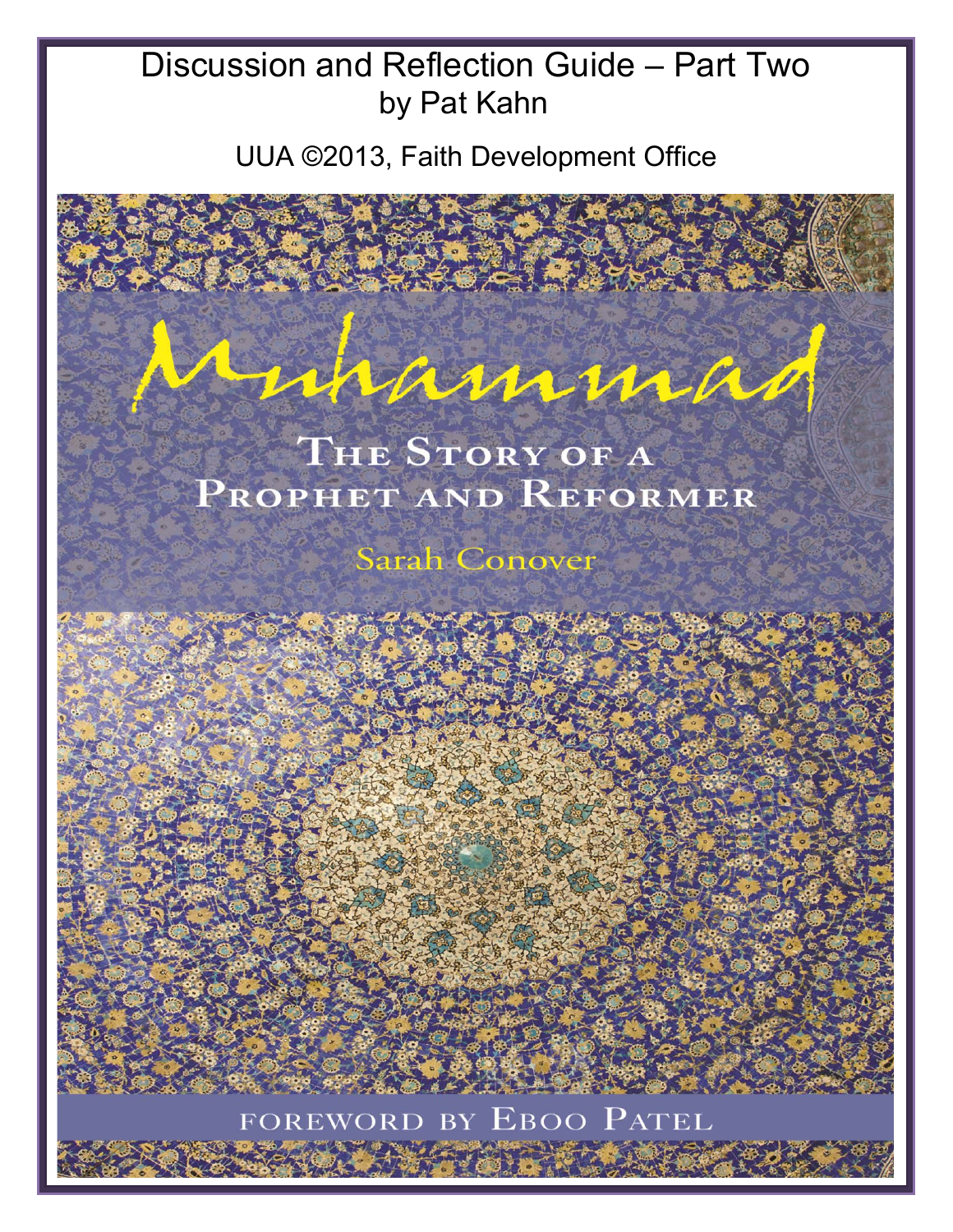# Discussion and Reflection Guide – Part Two

by Pat Kahn

UUA ©2013, Faith Development Office

# Muhammad

## The Story of a Prophet and Reformer

Sarah Conover

Foreword by Eboo Patel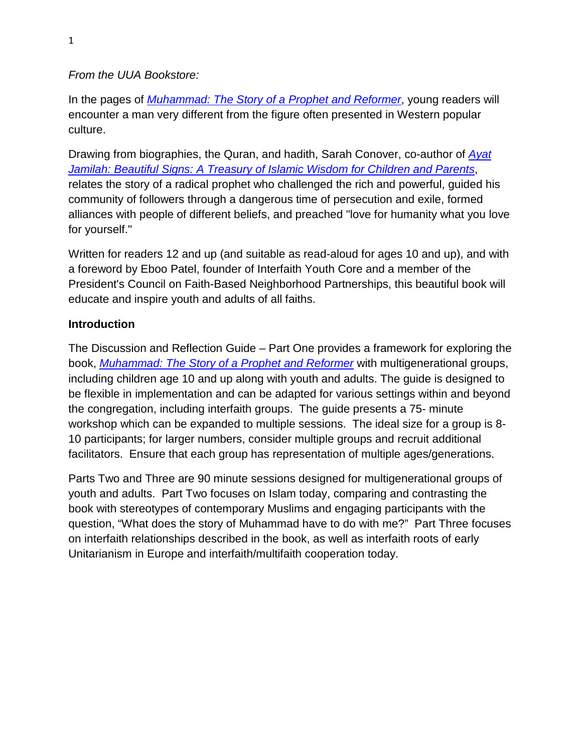*From the UUA Bookstore:*

In the pages of *Muhammad: The Story of a Prophet and Reformer*, young readers will encounter a man very different from the figure often presented in Western popular culture.

Drawing from biographies, the Quran, and hadith, Sarah Conover, co-author of *Ayat Jamilah: Beautiful Signs: A Treasury of Islamic Wisdom for Children and Parents*, relates the story of a radical prophet who challenged the rich and powerful, guided his community of followers through a dangerous time of persecution and exile, formed alliances with people of different beliefs, and preached "love for humanity what you love for yourself."

Written for readers 12 and up (and suitable as read-aloud for ages 10 and up), and with a foreword by Eboo Patel, founder of Interfaith Youth Core and a member of the President's Council on Faith-Based Neighborhood Partnerships, this beautiful book will educate and inspire youth and adults of all faiths.

**Introduction**

The Discussion and Reflection Guide – Part One provides a framework for exploring the book, *Muhammad: The Story of a Prophet and Reformer* with multigenerational groups, including children age 10 and up along with youth and adults. The guide is designed to be flexible in implementation and can be adapted for various settings within and beyond the congregation, including interfaith groups. The guide presents a 75- minute workshop which can be expanded to multiple sessions. The ideal size for a group is 8-10 participants; for larger numbers, consider multiple groups and recruit additional facilitators. Ensure that each group has representation of multiple ages/generations.

Parts Two and Three are 90 minute sessions designed for multigenerational groups of youth and adults. Part Two focuses on Islam today, comparing and contrasting the book with stereotypes of contemporary Muslims and engaging participants with the question, "What does the story of Muhammad have to do with me?" Part Three focuses on interfaith relationships described in the book, as well as interfaith roots of early Unitarianism in Europe and interfaith/multifaith cooperation today.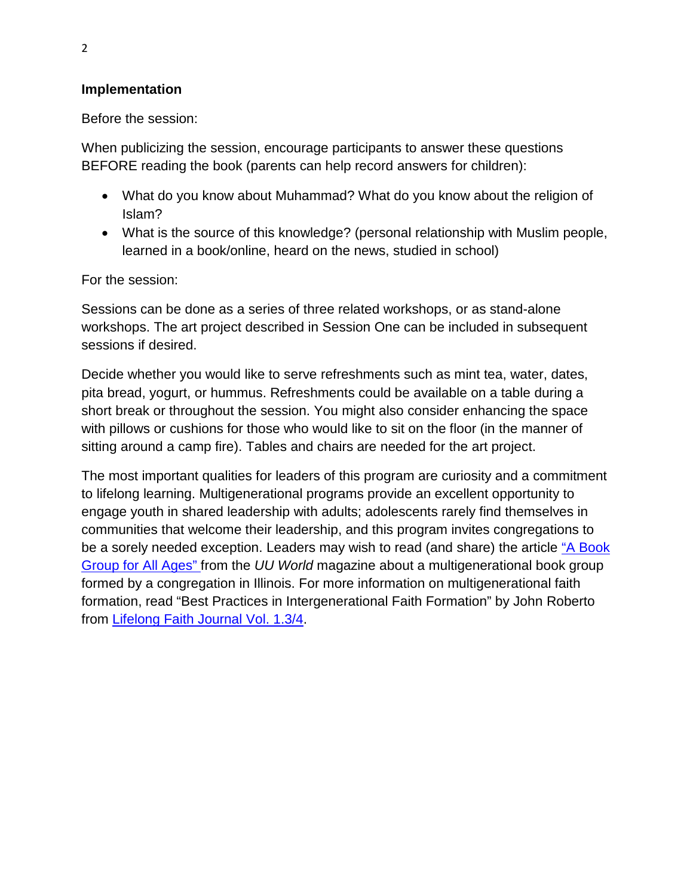## Implementation

Before the session:

When publicizing the session, encourage participants to answer these questions BEFORE reading the book (parents can help record answers for children):

- What do you know about Muhammad? What do you know about the religion of Islam?
- What is the source of this knowledge? (personal relationship with Muslim people, learned in a book/online, heard on the news, studied in school)

For the session:

Sessions can be done as a series of three related workshops, or as stand-alone workshops. The art project described in Session One can be included in subsequent sessions if desired.

Decide whether you would like to serve refreshments such as mint tea, water, dates, pita bread, yogurt, or hummus. Refreshments could be available on a table during a short break or throughout the session. You might also consider enhancing the space with pillows or cushions for those who would like to sit on the floor (in the manner of sitting around a camp fire). Tables and chairs are needed for the art project.

The most important qualities for leaders of this program are curiosity and a commitment to lifelong learning. Multigenerational programs provide an excellent opportunity to engage youth in shared leadership with adults; adolescents rarely find themselves in communities that welcome their leadership, and this program invites congregations to be a sorely needed exception. Leaders may wish to read (and share) the article "A Book Group for All Ages" from the *UU World* magazine about a multigenerational book group formed by a congregation in Illinois. For more information on multigenerational faith formation, read "Best Practices in Intergenerational Faith Formation" by John Roberto from Lifelong Faith Journal Vol. 1.3/4.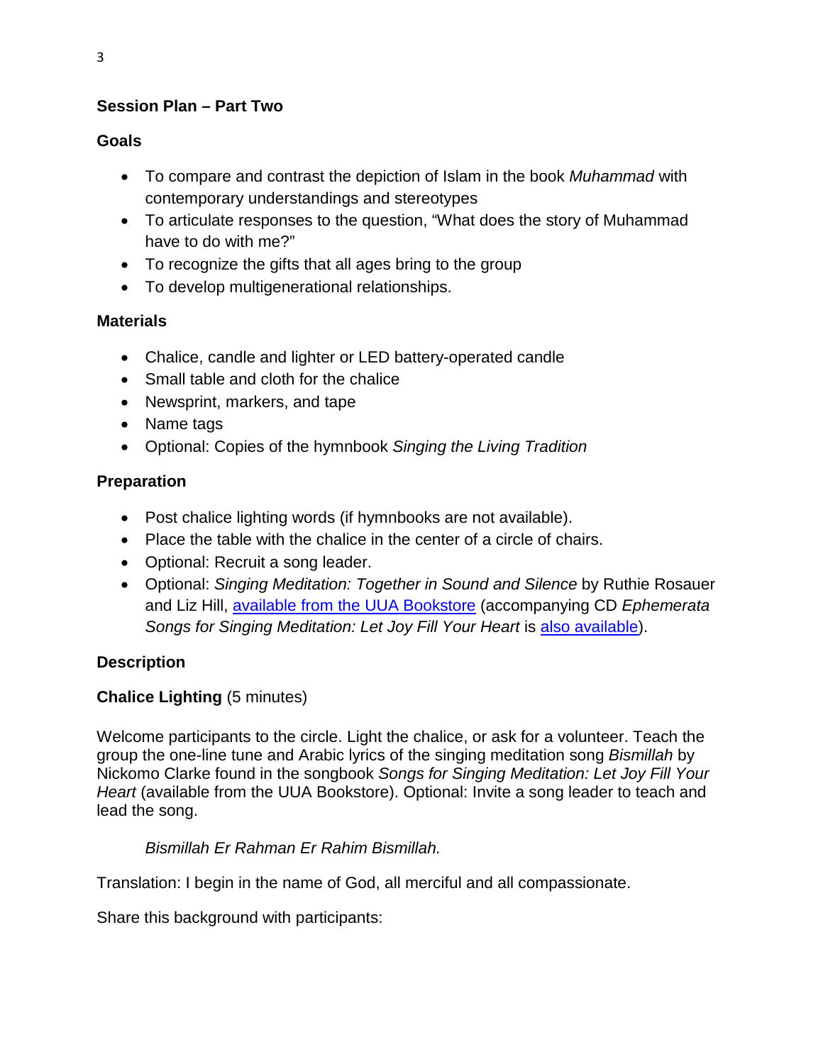## Session Plan – Part Two

### Goals

- To compare and contrast the depiction of Islam in the book *Muhammad* with contemporary understandings and stereotypes
- To articulate responses to the question, "What does the story of Muhammad have to do with me?"
- To recognize the gifts that all ages bring to the group
- To develop multigenerational relationships.

### Materials

- Chalice, candle and lighter or LED battery-operated candle
- Small table and cloth for the chalice
- Newsprint, markers, and tape
- Name tags
- Optional: Copies of the hymnbook *Singing the Living Tradition*

### Preparation

- Post chalice lighting words (if hymnbooks are not available).
- Place the table with the chalice in the center of a circle of chairs.
- Optional: Recruit a song leader.
- Optional: *Singing Meditation: Together in Sound and Silence* by Ruthie Rosauer and Liz Hill, available from the UUA Bookstore (accompanying CD *Ephemerata Songs for Singing Meditation: Let Joy Fill Your Heart* is also available).

### Description

**Chalice Lighting** (5 minutes)

Welcome participants to the circle. Light the chalice, or ask for a volunteer. Teach the group the one-line tune and Arabic lyrics of the singing meditation song *Bismillah* by Nickomo Clarke found in the songbook *Songs for Singing Meditation: Let Joy Fill Your Heart* (available from the UUA Bookstore). Optional: Invite a song leader to teach and lead the song.

*Bismillah Er Rahman Er Rahim Bismillah.*

Translation: I begin in the name of God, all merciful and all compassionate.

Share this background with participants: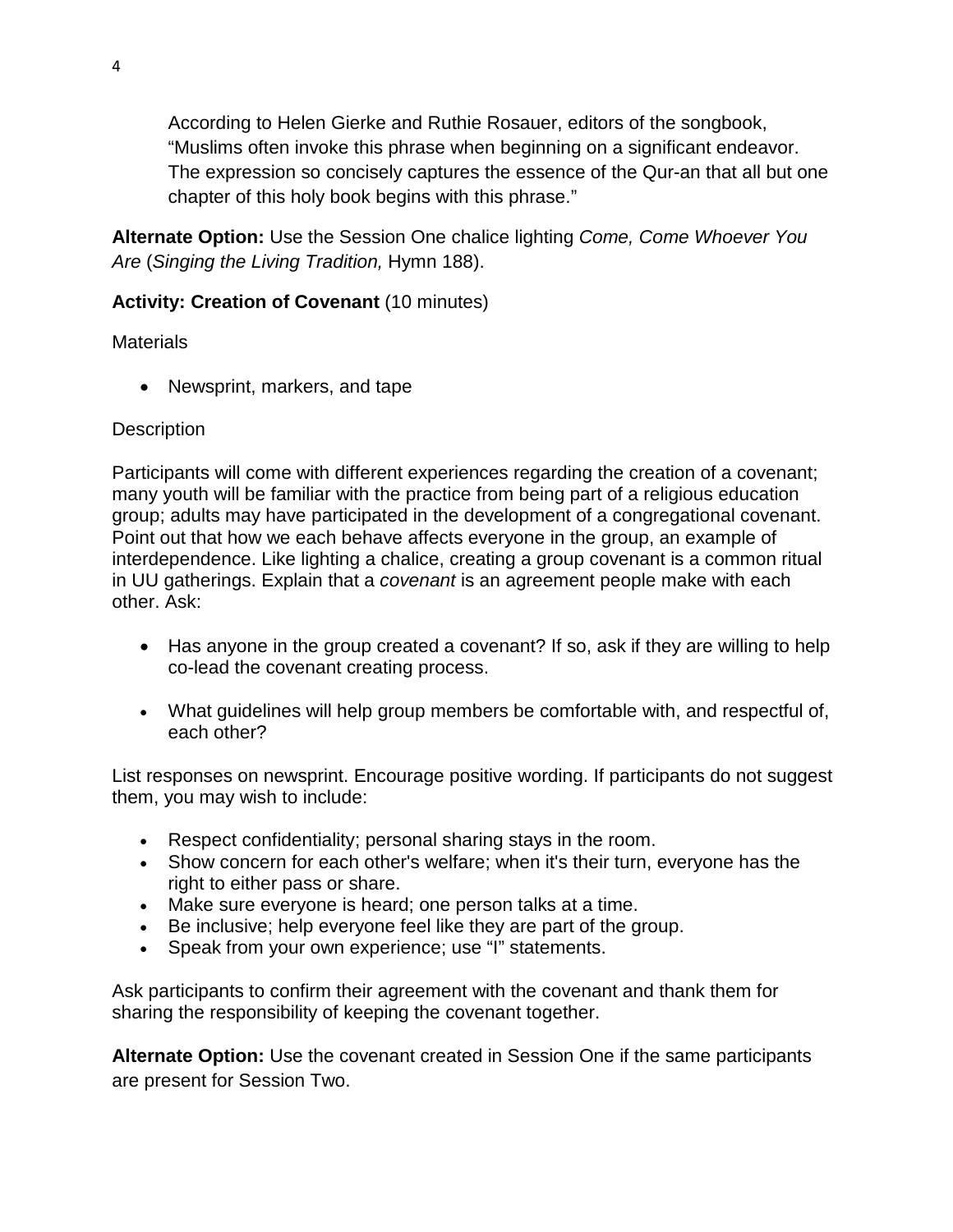According to Helen Gierke and Ruthie Rosauer, editors of the songbook, “Muslims often invoke this phrase when beginning on a significant endeavor. The expression so concisely captures the essence of the Qur-an that all but one chapter of this holy book begins with this phrase.”

**Alternate Option:** Use the Session One chalice lighting *Come, Come Whoever You Are* (*Singing the Living Tradition,* Hymn 188).

**Activity: Creation of Covenant** (10 minutes)

Materials

- Newsprint, markers, and tape

Description

Participants will come with different experiences regarding the creation of a covenant; many youth will be familiar with the practice from being part of a religious education group; adults may have participated in the development of a congregational covenant. Point out that how we each behave affects everyone in the group, an example of interdependence. Like lighting a chalice, creating a group covenant is a common ritual in UU gatherings. Explain that a *covenant* is an agreement people make with each other. Ask:

- Has anyone in the group created a covenant? If so, ask if they are willing to help co-lead the covenant creating process.
- What guidelines will help group members be comfortable with, and respectful of, each other?

List responses on newsprint. Encourage positive wording. If participants do not suggest them, you may wish to include:

- Respect confidentiality; personal sharing stays in the room.
- Show concern for each other's welfare; when it's their turn, everyone has the right to either pass or share.
- Make sure everyone is heard; one person talks at a time.
- Be inclusive; help everyone feel like they are part of the group.
- Speak from your own experience; use “I” statements.

Ask participants to confirm their agreement with the covenant and thank them for sharing the responsibility of keeping the covenant together.

**Alternate Option:** Use the covenant created in Session One if the same participants are present for Session Two.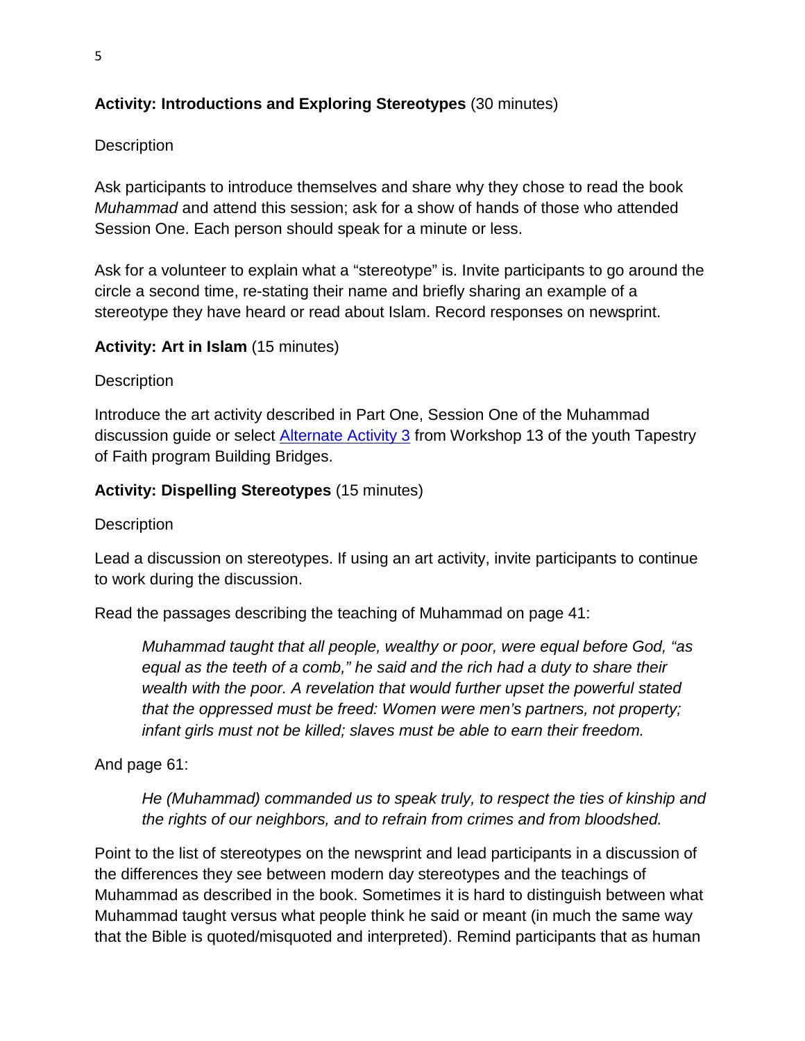**Activity: Introductions and Exploring Stereotypes** (30 minutes)

Description

Ask participants to introduce themselves and share why they chose to read the book *Muhammad* and attend this session; ask for a show of hands of those who attended Session One. Each person should speak for a minute or less.

Ask for a volunteer to explain what a "stereotype" is. Invite participants to go around the circle a second time, re-stating their name and briefly sharing an example of a stereotype they have heard or read about Islam. Record responses on newsprint.

**Activity: Art in Islam** (15 minutes)

Description

Introduce the art activity described in Part One, Session One of the Muhammad discussion guide or select [Alternate Activity 3](#) from Workshop 13 of the youth Tapestry of Faith program Building Bridges.

**Activity: Dispelling Stereotypes** (15 minutes)

Description

Lead a discussion on stereotypes. If using an art activity, invite participants to continue to work during the discussion.

Read the passages describing the teaching of Muhammad on page 41:

> *Muhammad taught that all people, wealthy or poor, were equal before God, "as equal as the teeth of a comb," he said and the rich had a duty to share their wealth with the poor. A revelation that would further upset the powerful stated that the oppressed must be freed: Women were men's partners, not property; infant girls must not be killed; slaves must be able to earn their freedom.*

And page 61:

> *He (Muhammad) commanded us to speak truly, to respect the ties of kinship and the rights of our neighbors, and to refrain from crimes and from bloodshed.*

Point to the list of stereotypes on the newsprint and lead participants in a discussion of the differences they see between modern day stereotypes and the teachings of Muhammad as described in the book. Sometimes it is hard to distinguish between what Muhammad taught versus what people think he said or meant (in much the same way that the Bible is quoted/misquoted and interpreted). Remind participants that as human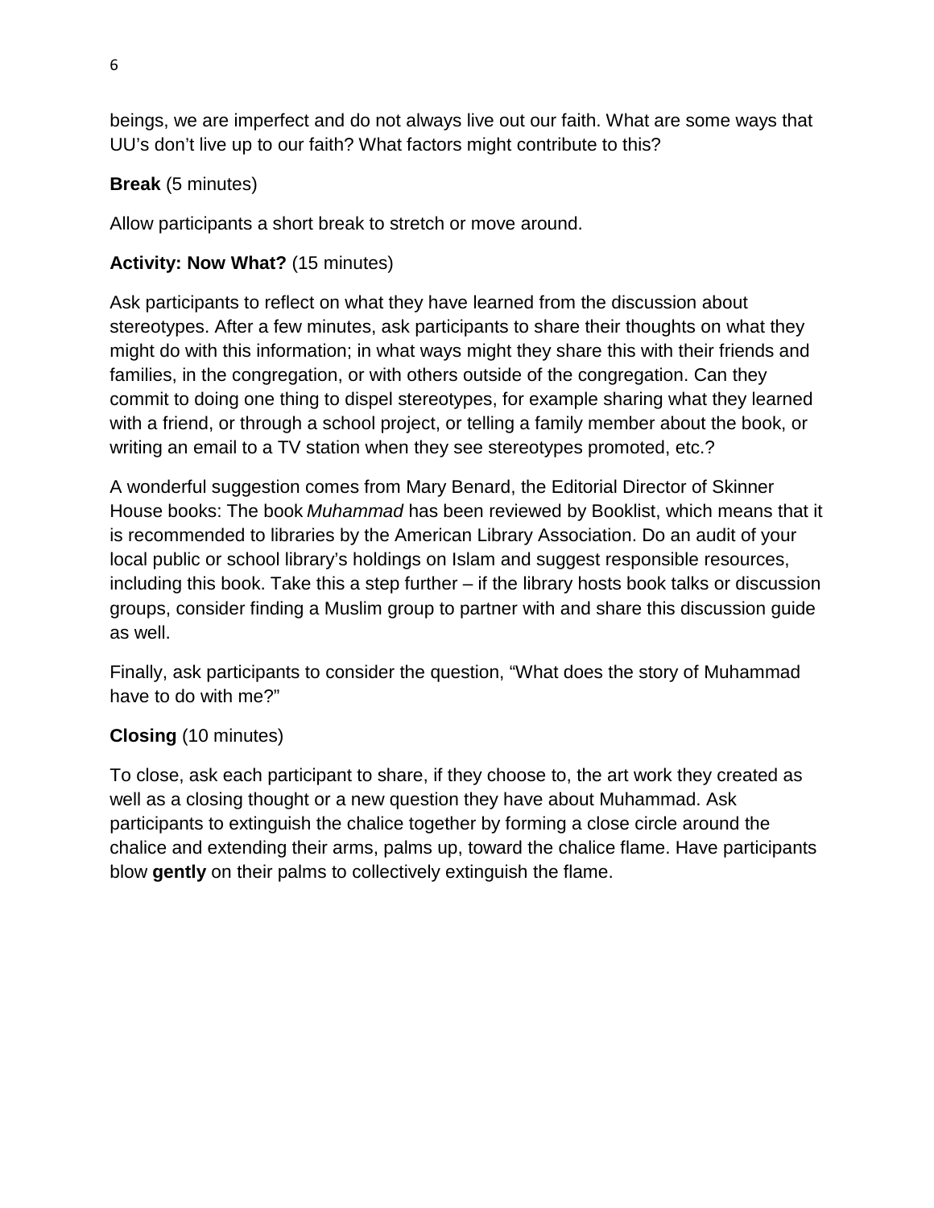beings, we are imperfect and do not always live out our faith. What are some ways that UU's don't live up to our faith? What factors might contribute to this?

**Break** (5 minutes)

Allow participants a short break to stretch or move around.

**Activity: Now What?** (15 minutes)

Ask participants to reflect on what they have learned from the discussion about stereotypes. After a few minutes, ask participants to share their thoughts on what they might do with this information; in what ways might they share this with their friends and families, in the congregation, or with others outside of the congregation. Can they commit to doing one thing to dispel stereotypes, for example sharing what they learned with a friend, or through a school project, or telling a family member about the book, or writing an email to a TV station when they see stereotypes promoted, etc.?

A wonderful suggestion comes from Mary Benard, the Editorial Director of Skinner House books: The book *Muhammad* has been reviewed by Booklist, which means that it is recommended to libraries by the American Library Association. Do an audit of your local public or school library's holdings on Islam and suggest responsible resources, including this book. Take this a step further – if the library hosts book talks or discussion groups, consider finding a Muslim group to partner with and share this discussion guide as well.

Finally, ask participants to consider the question, "What does the story of Muhammad have to do with me?"

**Closing** (10 minutes)

To close, ask each participant to share, if they choose to, the art work they created as well as a closing thought or a new question they have about Muhammad. Ask participants to extinguish the chalice together by forming a close circle around the chalice and extending their arms, palms up, toward the chalice flame. Have participants blow **gently** on their palms to collectively extinguish the flame.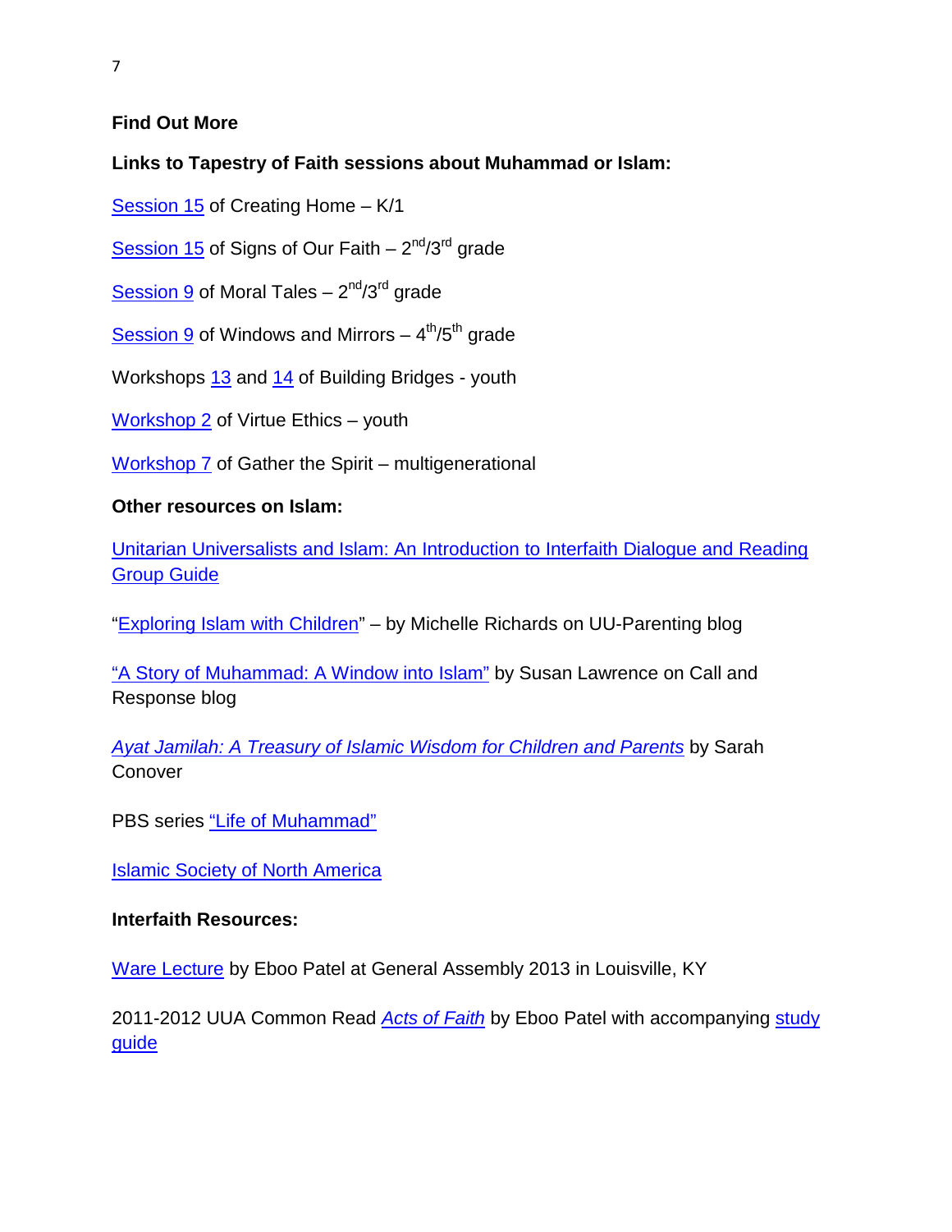## Find Out More

**Links to Tapestry of Faith sessions about Muhammad or Islam:**

Session 15 of Creating Home – K/1

Session 15 of Signs of Our Faith – 2nd/3rd grade

Session 9 of Moral Tales – 2nd/3rd grade

Session 9 of Windows and Mirrors – 4th/5th grade

Workshops 13 and 14 of Building Bridges - youth

Workshop 2 of Virtue Ethics – youth

Workshop 7 of Gather the Spirit – multigenerational

**Other resources on Islam:**

Unitarian Universalists and Islam: An Introduction to Interfaith Dialogue and Reading Group Guide

"Exploring Islam with Children" – by Michelle Richards on UU-Parenting blog

"A Story of Muhammad: A Window into Islam" by Susan Lawrence on Call and Response blog

*Ayat Jamilah: A Treasury of Islamic Wisdom for Children and Parents* by Sarah Conover

PBS series "Life of Muhammad"

Islamic Society of North America

**Interfaith Resources:**

Ware Lecture by Eboo Patel at General Assembly 2013 in Louisville, KY

2011-2012 UUA Common Read *Acts of Faith* by Eboo Patel with accompanying study guide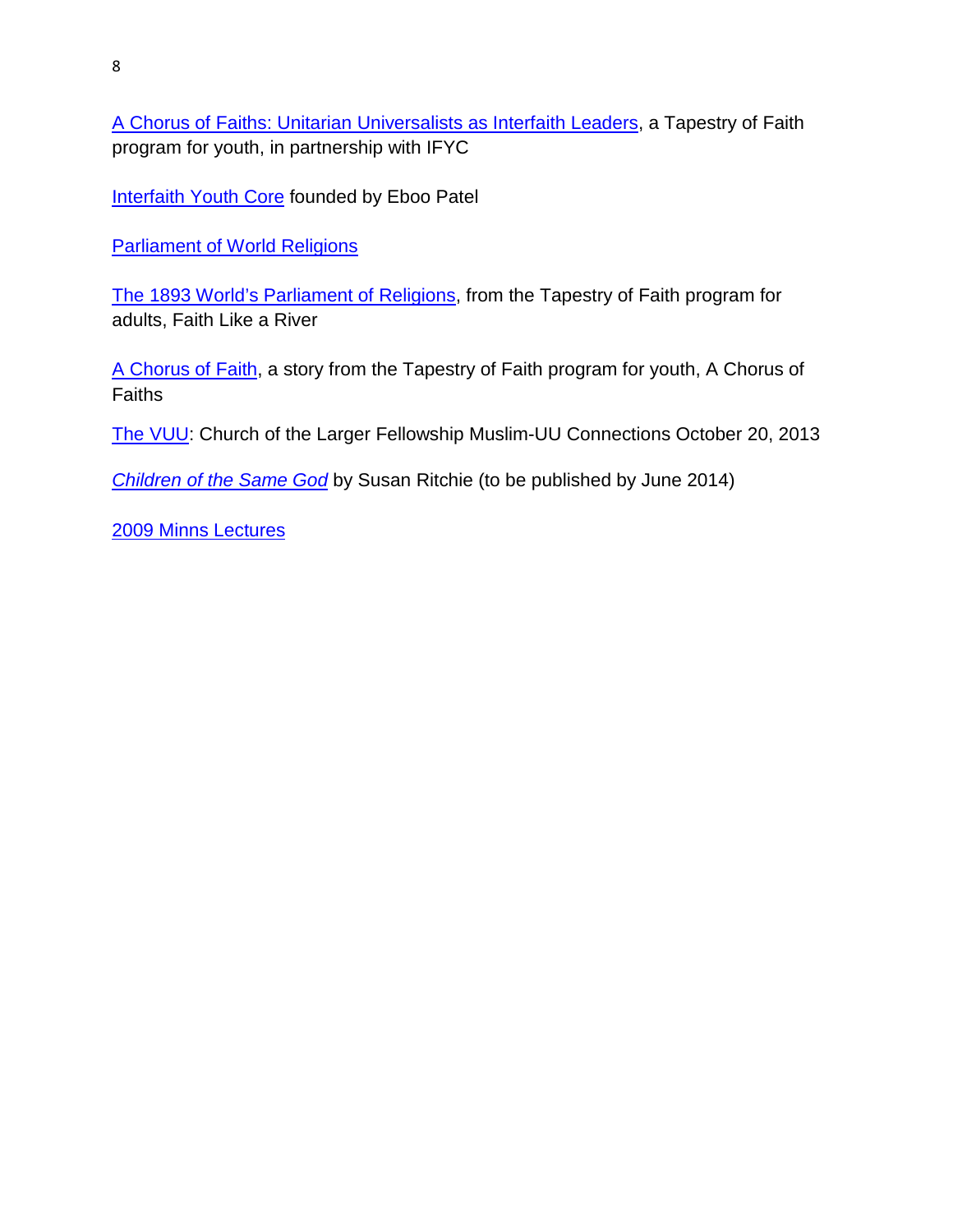A Chorus of Faiths: Unitarian Universalists as Interfaith Leaders, a Tapestry of Faith program for youth, in partnership with IFYC

Interfaith Youth Core founded by Eboo Patel

Parliament of World Religions

The 1893 World's Parliament of Religions, from the Tapestry of Faith program for adults, Faith Like a River

A Chorus of Faith, a story from the Tapestry of Faith program for youth, A Chorus of Faiths

The VUU: Church of the Larger Fellowship Muslim-UU Connections October 20, 2013

*Children of the Same God* by Susan Ritchie (to be published by June 2014)

2009 Minns Lectures